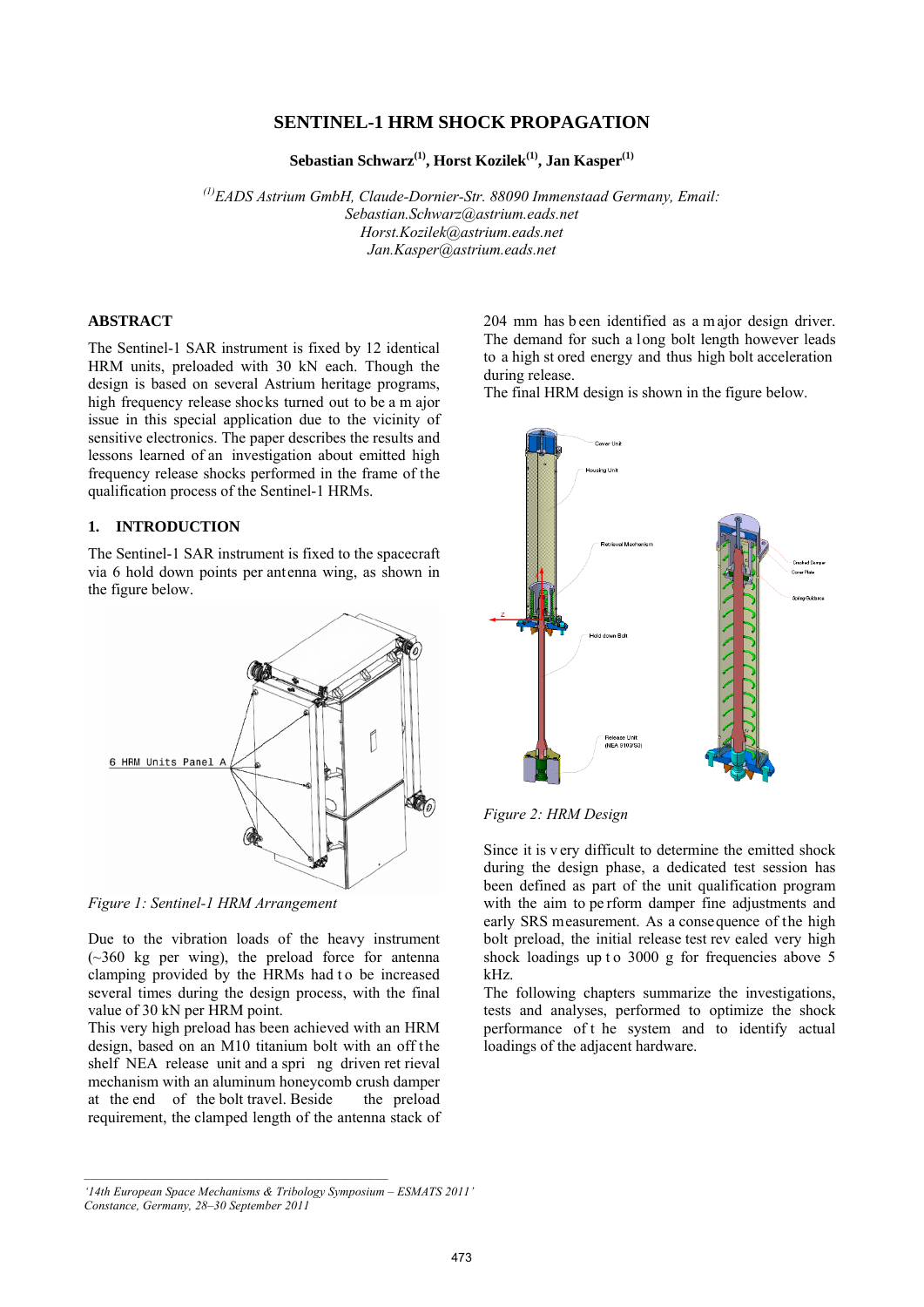# SENTINEL-1 HRM SHOCK PROPAGATION

**Sebastian Schwarz[1], Horst Kozilek[1], Jan Kasper[1]**

*[1]EADS Astrium GmbH, Claude-Dornier-Str. 88090 Immenstaad Germany, Email:*
*Sebastian.Schwarz@astrium.eads.net*
*Horst.Kozilek@astrium.eads.net*
*Jan.Kasper@astrium.eads.net*

## ABSTRACT

The Sentinel-1 SAR instrument is fixed by 12 identical HRM units, preloaded with 30 kN each. Though the design is based on several Astrium heritage programs, high frequency release shocks turned out to be a major issue in this special application due to the vicinity of sensitive electronics. The paper describes the results and lessons learned of an investigation about emitted high frequency release shocks performed in the frame of the qualification process of the Sentinel-1 HRMs.

## 1. INTRODUCTION

The Sentinel-1 SAR instrument is fixed to the spacecraft via 6 hold down points per antenna wing, as shown in the figure below.

6 HRM Units Panel A

*Figure 1: Sentinel-1 HRM Arrangement*

Due to the vibration loads of the heavy instrument (~360 kg per wing), the preload force for antenna clamping provided by the HRMs had to be increased several times during the design process, with the final value of 30 kN per HRM point.

This very high preload has been achieved with an HRM design, based on an M10 titanium bolt with an off the shelf NEA release unit and a spring driven retrieval mechanism with an aluminum honeycomb crush damper at the end of the bolt travel. Beside the preload requirement, the clamped length of the antenna stack of 204 mm has been identified as a major design driver. The demand for such a long bolt length however leads to a high stored energy and thus high bolt acceleration during release.

The final HRM design is shown in the figure below.

Cover Unit
Housing Unit
Retrieval Mechanism
Hold down Bolt
Release Unit (NEA 9103?S3)
Crushed Damper
Cover Plate
Spring Guidance
z

*Figure 2: HRM Design*

Since it is very difficult to determine the emitted shock during the design phase, a dedicated test session has been defined as part of the unit qualification program with the aim to perform damper fine adjustments and early SRS measurement. As a consequence of the high bolt preload, the initial release test revealed very high shock loadings up to 3000 g for frequencies above 5 kHz.

The following chapters summarize the investigations, tests and analyses, performed to optimize the shock performance of the system and to identify actual loadings of the adjacent hardware.

*'14th European Space Mechanisms & Tribology Symposium – ESMATS 2011'*
*Constance, Germany, 28–30 September 2011*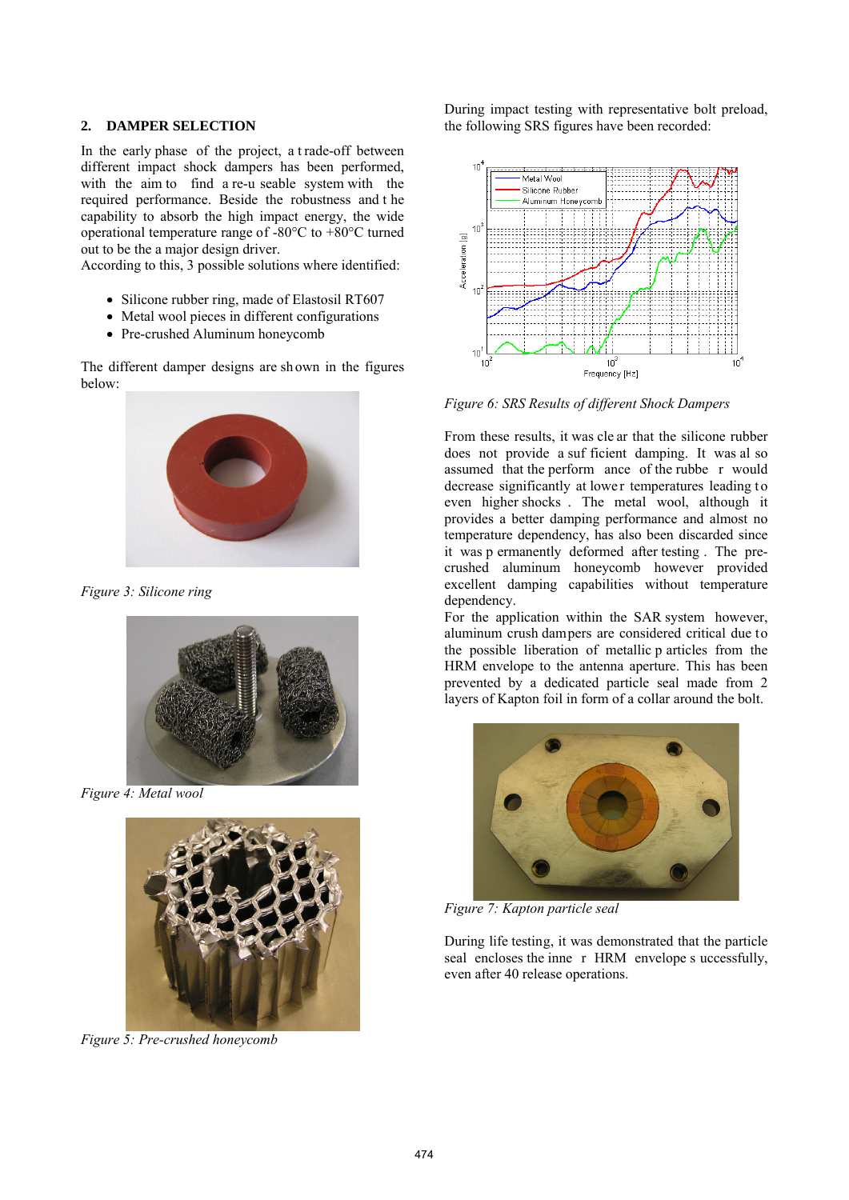## 2. DAMPER SELECTION

In the early phase of the project, a trade-off between different impact shock dampers has been performed, with the aim to find a re-useable system with the required performance. Beside the robustness and the capability to absorb the high impact energy, the wide operational temperature range of -80°C to +80°C turned out to be the a major design driver.
According to this, 3 possible solutions where identified:

- Silicone rubber ring, made of Elastosil RT607
- Metal wool pieces in different configurations
- Pre-crushed Aluminum honeycomb

The different damper designs are shown in the figures below:

*Figure 3: Silicone ring*

*Figure 4: Metal wool*

*Figure 5: Pre-crushed honeycomb*

During impact testing with representative bolt preload, the following SRS figures have been recorded:

Metal Wool
Silicone Rubber
Aluminum Honeycomb
Acceleration [g]
Frequency [Hz]
$10^4$
$10^3$
$10^2$
$10^1$
$10^2$
$10^3$
$10^4$

*Figure 6: SRS Results of different Shock Dampers*

From these results, it was clear that the silicone rubber does not provide a sufficient damping. It was also assumed that the performance of the rubber would decrease significantly at lower temperatures leading to even higher shocks. The metal wool, although it provides a better damping performance and almost no temperature dependency, has also been discarded since it was permanently deformed after testing. The pre-crushed aluminum honeycomb however provided excellent damping capabilities without temperature dependency.
For the application within the SAR system however, aluminum crush dampers are considered critical due to the possible liberation of metallic particles from the HRM envelope to the antenna aperture. This has been prevented by a dedicated particle seal made from 2 layers of Kapton foil in form of a collar around the bolt.

*Figure 7: Kapton particle seal*

During life testing, it was demonstrated that the particle seal encloses the inner HRM envelopes successfully, even after 40 release operations.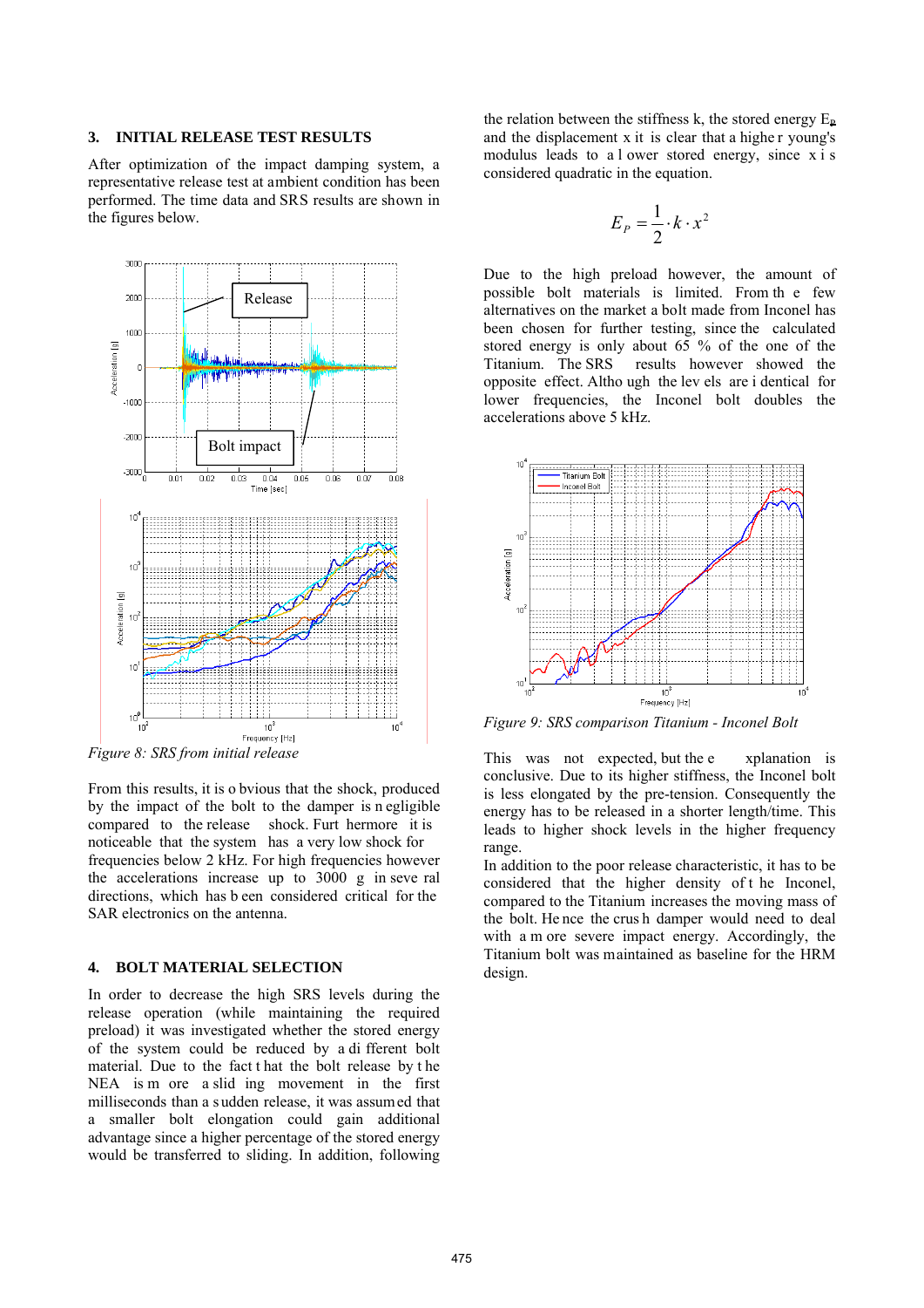## 3. INITIAL RELEASE TEST RESULTS

After optimization of the impact damping system, a representative release test at ambient condition has been performed. The time data and SRS results are shown in the figures below.

3000
2000
1000
0
-1000
-2000
-3000
Acceleration [g]
Release
Bolt impact
0 0.01 0.02 0.03 0.04 0.05 0.06 0.07 0.08
Time [sec]

$10^4$
$10^3$
$10^2$
$10^1$
$10^0$
Acceleration [g]
$10^2$ $10^3$ $10^4$
Frequency [Hz]

*Figure 8: SRS from initial release*

From this results, it is obvious that the shock, produced by the impact of the bolt to the damper is negligible compared to the release shock. Furthermore it is noticeable that the system has a very low shock for frequencies below 2 kHz. For high frequencies however the accelerations increase up to 3000 g in several directions, which has been considered critical for the SAR electronics on the antenna.

## 4. BOLT MATERIAL SELECTION

In order to decrease the high SRS levels during the release operation (while maintaining the required preload) it was investigated whether the stored energy of the system could be reduced by a different bolt material. Due to the fact that the bolt release by the NEA is more a sliding movement in the first milliseconds than a sudden release, it was assumed that a smaller bolt elongation could gain additional advantage since a higher percentage of the stored energy would be transferred to sliding. In addition, following the relation between the stiffness k, the stored energy $E_P$ and the displacement x it is clear that a higher young's modulus leads to a lower stored energy, since x is considered quadratic in the equation.

$$E_P = \frac{1}{2} \cdot k \cdot x^2$$

Due to the high preload however, the amount of possible bolt materials is limited. From the few alternatives on the market a bolt made from Inconel has been chosen for further testing, since the calculated stored energy is only about 65 % of the one of the Titanium. The SRS results however showed the opposite effect. Although the levels are identical for lower frequencies, the Inconel bolt doubles the accelerations above 5 kHz.

$10^4$
$10^3$
$10^2$
$10^1$
Acceleration [g]
Titanium Bolt
Inconel Bolt
$10^2$ $10^3$ $10^4$
Frequency [Hz]

*Figure 9: SRS comparison Titanium - Inconel Bolt*

This was not expected, but the explanation is conclusive. Due to its higher stiffness, the Inconel bolt is less elongated by the pre-tension. Consequently the energy has to be released in a shorter length/time. This leads to higher shock levels in the higher frequency range.

In addition to the poor release characteristic, it has to be considered that the higher density of the Inconel, compared to the Titanium increases the moving mass of the bolt. Hence the crush damper would need to deal with a more severe impact energy. Accordingly, the Titanium bolt was maintained as baseline for the HRM design.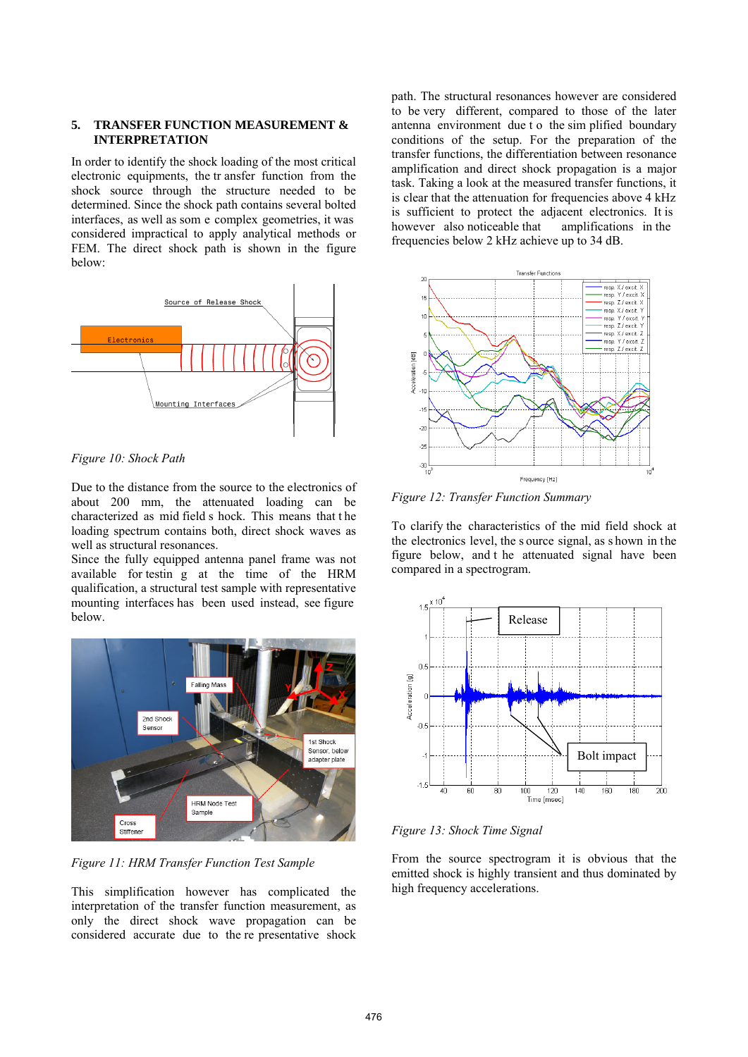## 5. TRANSFER FUNCTION MEASUREMENT & INTERPRETATION

In order to identify the shock loading of the most critical electronic equipments, the transfer function from the shock source through the structure needed to be determined. Since the shock path contains several bolted interfaces, as well as some complex geometries, it was considered impractical to apply analytical methods or FEM. The direct shock path is shown in the figure below:

Source of Release Shock

Electronics

Mounting Interfaces

*Figure 10: Shock Path*

Due to the distance from the source to the electronics of about 200 mm, the attenuated loading can be characterized as mid field shock. This means that the loading spectrum contains both, direct shock waves as well as structural resonances.

Since the fully equipped antenna panel frame was not available for testing at the time of the HRM qualification, a structural test sample with representative mounting interfaces has been used instead, see figure below.

Falling Mass

2nd Shock Sensor

1st Shock Sensor, below adapter plate

HRM Node Test Sample

Cross Stiffener

*Figure 11: HRM Transfer Function Test Sample*

This simplification however has complicated the interpretation of the transfer function measurement, as only the direct shock wave propagation can be considered accurate due to the representative shock path. The structural resonances however are considered to be very different, compared to those of the later antenna environment due to the simplified boundary conditions of the setup. For the preparation of the transfer functions, the differentiation between resonance amplification and direct shock propagation is a major task. Taking a look at the measured transfer functions, it is clear that the attenuation for frequencies above 4 kHz is sufficient to protect the adjacent electronics. It is however also noticeable that amplifications in the frequencies below 2 kHz achieve up to 34 dB.

Transfer Functions

resp. X / excit. X
resp. Y / excit. X
resp. Z / excit. X
resp. X / excit. Y
resp. Y / excit. Y
resp. Z / excit. Y
resp. X / excit. Z
resp. Y / excit. Z
resp. Z / excit. Z

Acceleration [dB]

Frequency [Hz]

*Figure 12: Transfer Function Summary*

To clarify the characteristics of the mid field shock at the electronics level, the source signal, as shown in the figure below, and the attenuated signal have been compared in a spectrogram.

Release

Bolt impact

Acceleration [g]

Time [msec]

*Figure 13: Shock Time Signal*

From the source spectrogram it is obvious that the emitted shock is highly transient and thus dominated by high frequency accelerations.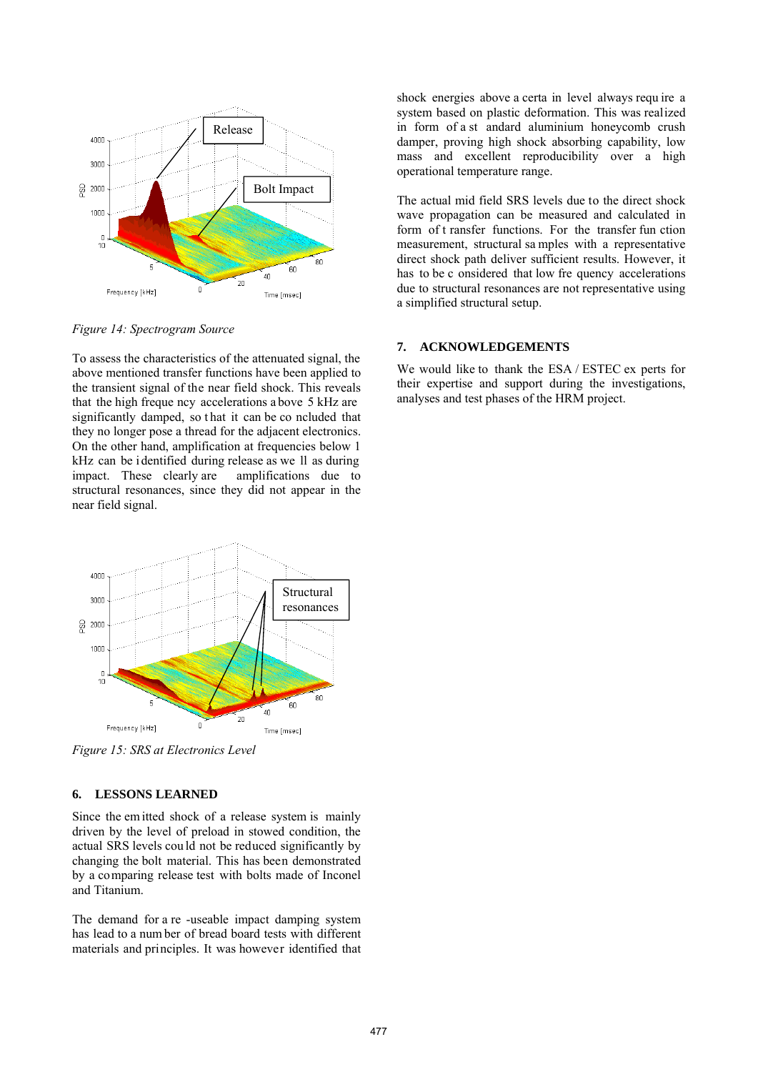Release

Bolt Impact

4000

3000

2000

1000

0

PSD

10

5

0

Frequency [kHz]

20

40

60

80

Time [msec]

*Figure 14: Spectrogram Source*

To assess the characteristics of the attenuated signal, the above mentioned transfer functions have been applied to the transient signal of the near field shock. This reveals that the high frequency accelerations above 5 kHz are significantly damped, so that it can be concluded that they no longer pose a thread for the adjacent electronics. On the other hand, amplification at frequencies below 1 kHz can be identified during release as well as during impact. These clearly are amplifications due to structural resonances, since they did not appear in the near field signal.

Structural resonances

4000

3000

2000

1000

0

PSD

10

5

0

Frequency [kHz]

20

40

60

80

Time [msec]

*Figure 15: SRS at Electronics Level*

## 6. LESSONS LEARNED

Since the emitted shock of a release system is mainly driven by the level of preload in stowed condition, the actual SRS levels could not be reduced significantly by changing the bolt material. This has been demonstrated by a comparing release test with bolts made of Inconel and Titanium.

The demand for a re-useable impact damping system has lead to a number of bread board tests with different materials and principles. It was however identified that shock energies above a certain level always require a system based on plastic deformation. This was realized in form of a standard aluminium honeycomb crush damper, proving high shock absorbing capability, low mass and excellent reproducibility over a high operational temperature range.

The actual mid field SRS levels due to the direct shock wave propagation can be measured and calculated in form of transfer functions. For the transfer function measurement, structural samples with a representative direct shock path deliver sufficient results. However, it has to be considered that low frequency accelerations due to structural resonances are not representative using a simplified structural setup.

## 7. ACKNOWLEDGEMENTS

We would like to thank the ESA / ESTEC experts for their expertise and support during the investigations, analyses and test phases of the HRM project.